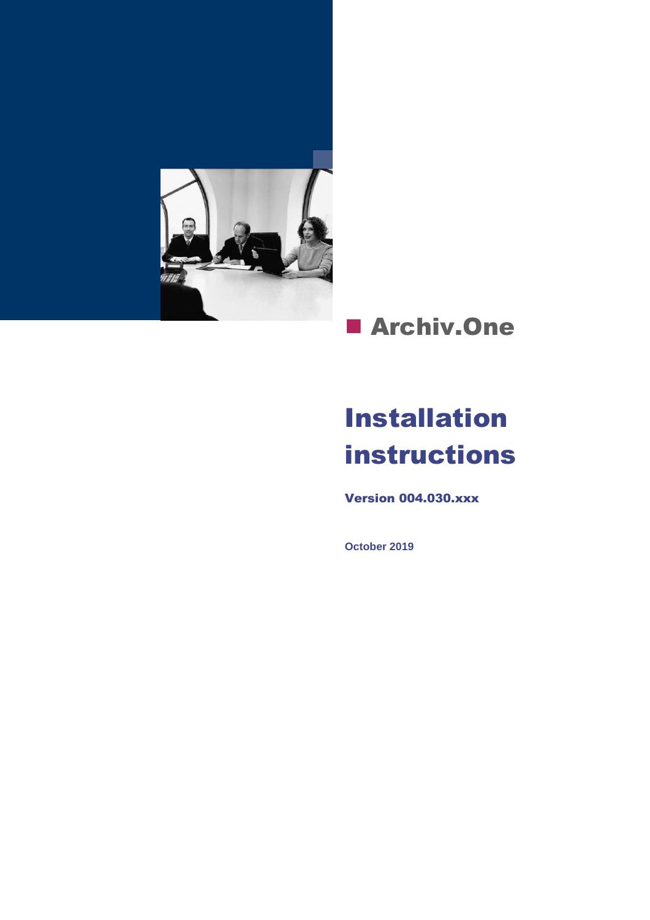# Archiv.One

# Installation instructions

**Version 004.030.xxx**

**October 2019**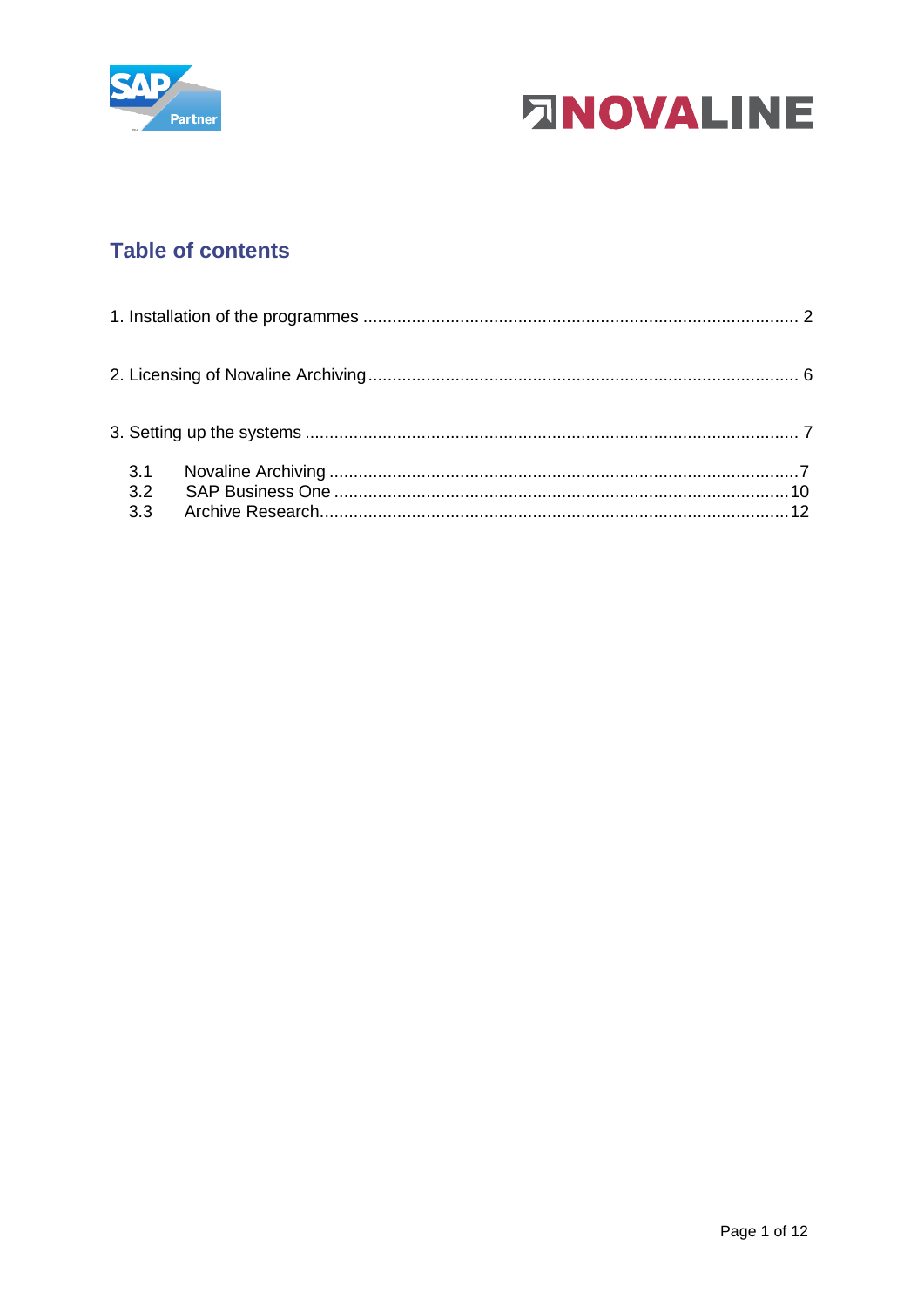## Table of contents

1. Installation of the programmes ........................................................................................ 2

2. Licensing of Novaline Archiving ....................................................................................... 6

3. Setting up the systems ..................................................................................................... 7

    3.1 Novaline Archiving ................................................................................................ 7
    3.2 SAP Business One ............................................................................................. 10
    3.3 Archive Research ................................................................................................ 12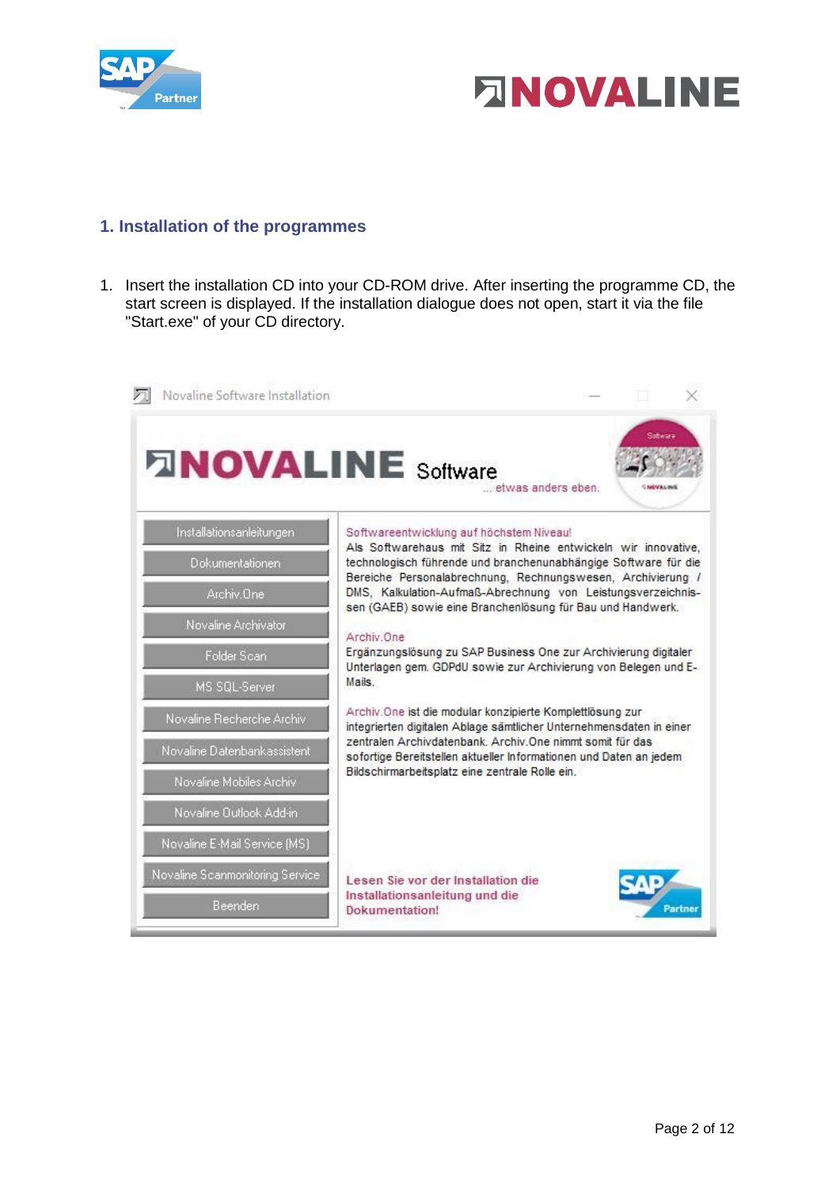## 1. Installation of the programmes

1. Insert the installation CD into your CD-ROM drive. After inserting the programme CD, the start screen is displayed. If the installation dialogue does not open, start it via the file "Start.exe" of your CD directory.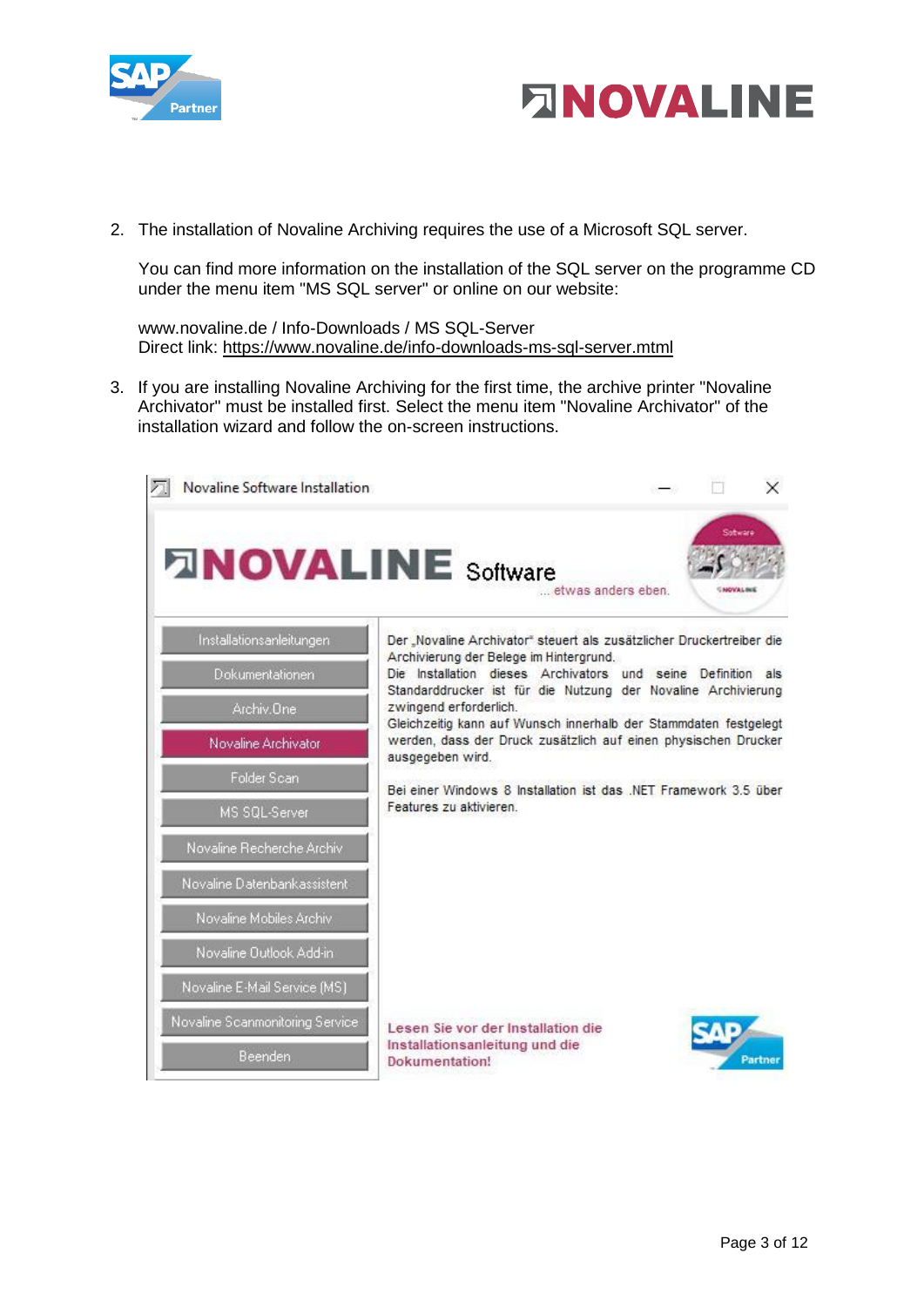2. The installation of Novaline Archiving requires the use of a Microsoft SQL server.

   You can find more information on the installation of the SQL server on the programme CD under the menu item "MS SQL server" or online on our website:

   www.novaline.de / Info-Downloads / MS SQL-Server
   Direct link: https://www.novaline.de/info-downloads-ms-sql-server.mtml

3. If you are installing Novaline Archiving for the first time, the archive printer "Novaline Archivator" must be installed first. Select the menu item "Novaline Archivator" of the installation wizard and follow the on-screen instructions.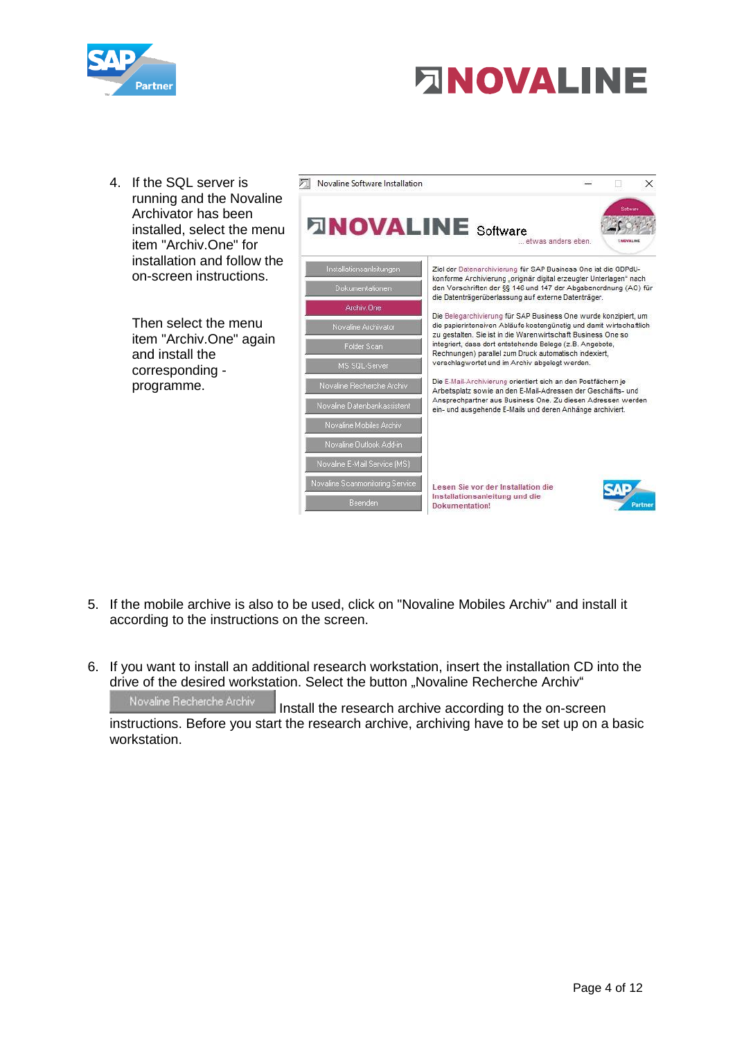4. If the SQL server is running and the Novaline Archivator has been installed, select the menu item "Archiv.One" for installation and follow the on-screen instructions.

   Then select the menu item "Archiv.One" again and install the corresponding - programme.

5. If the mobile archive is also to be used, click on "Novaline Mobiles Archiv" and install it according to the instructions on the screen.

6. If you want to install an additional research workstation, insert the installation CD into the drive of the desired workstation. Select the button „Novaline Recherche Archiv“ Novaline Recherche Archiv Install the research archive according to the on-screen instructions. Before you start the research archive, archiving have to be set up on a basic workstation.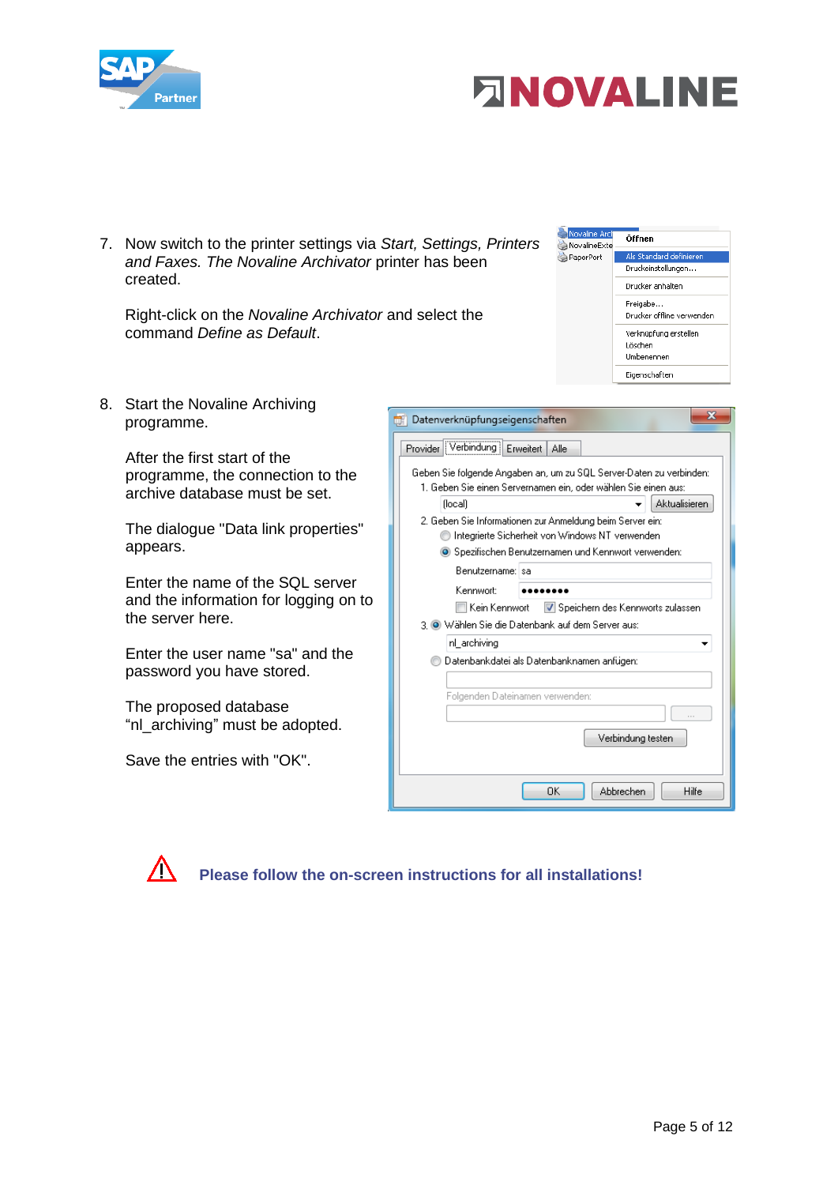7. Now switch to the printer settings via *Start, Settings, Printers and Faxes. The Novaline Archivator* printer has been created.

   Right-click on the *Novaline Archivator* and select the command *Define as Default*.

8. Start the Novaline Archiving programme.

   After the first start of the programme, the connection to the archive database must be set.

   The dialogue "Data link properties" appears.

   Enter the name of the SQL server and the information for logging on to the server here.

   Enter the user name "sa" and the password you have stored.

   The proposed database “nl_archiving” must be adopted.

   Save the entries with "OK".

**Please follow the on-screen instructions for all installations!**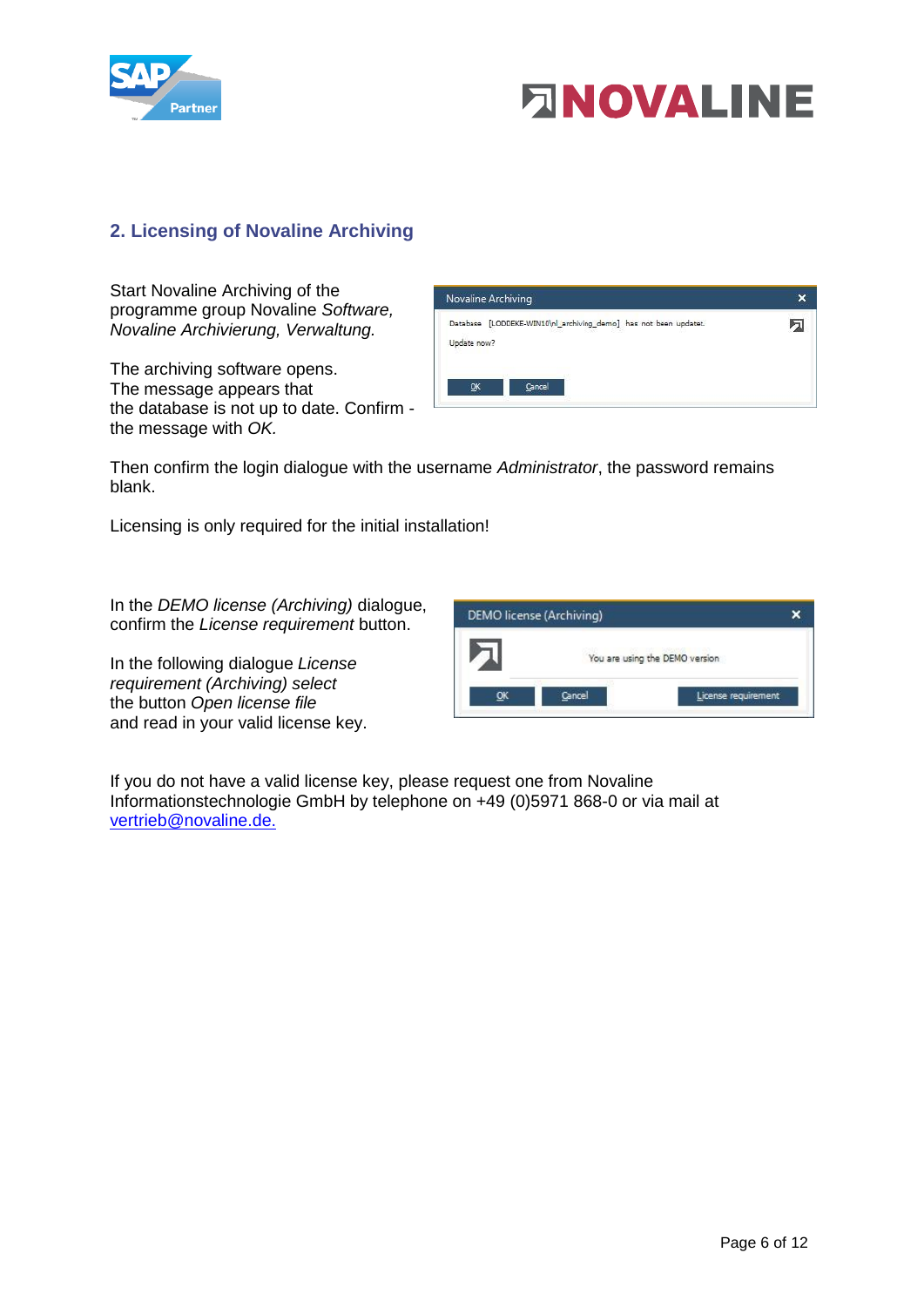## 2. Licensing of Novaline Archiving

Start Novaline Archiving of the programme group Novaline *Software, Novaline Archivierung, Verwaltung.*

The archiving software opens.
The message appears that the database is not up to date. Confirm - the message with *OK.*

Novaline Archiving

Database [LODDEKE-WIN10\nl_archiving_demo] has not been updated.

Update now?

OK Cancel

Then confirm the login dialogue with the username *Administrator*, the password remains blank.

Licensing is only required for the initial installation!

In the *DEMO license (Archiving)* dialogue, confirm the *License requirement* button.

In the following dialogue *License requirement (Archiving) select* the button *Open license file* and read in your valid license key.

DEMO license (Archiving)

You are using the DEMO version

OK Cancel License requirement

If you do not have a valid license key, please request one from Novaline Informationstechnologie GmbH by telephone on +49 (0)5971 868-0 or via mail at vertrieb@novaline.de.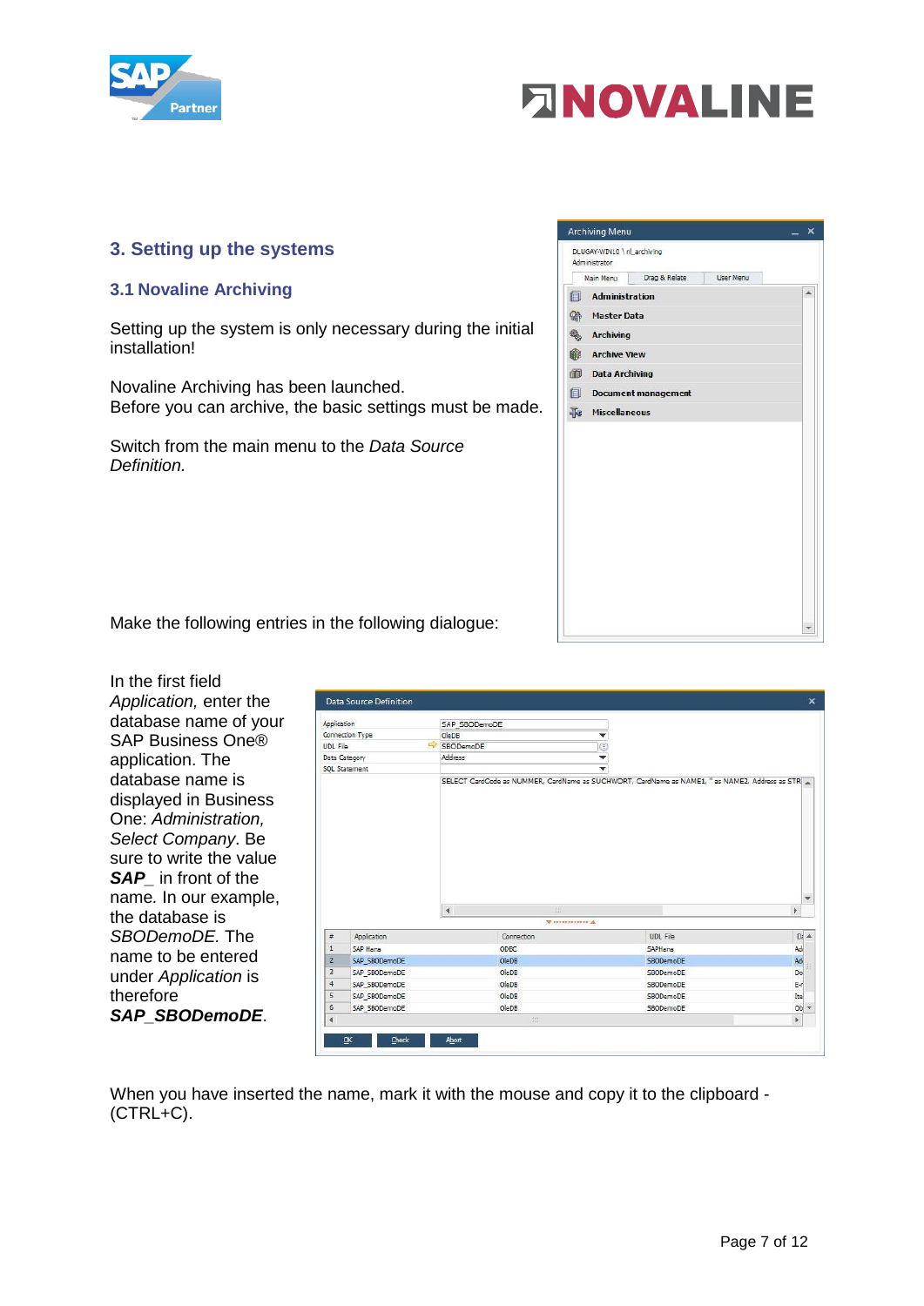## 3. Setting up the systems

### 3.1 Novaline Archiving

Setting up the system is only necessary during the initial installation!

Novaline Archiving has been launched.
Before you can archive, the basic settings must be made.

Switch from the main menu to the *Data Source Definition.*

Make the following entries in the following dialogue:

In the first field *Application,* enter the database name of your SAP Business One® application. The database name is displayed in Business One: *Administration, Select Company*. Be sure to write the value ***SAP_*** in front of the name. In our example, the database is *SBODemoDE.* The name to be entered under *Application* is therefore ***SAP_SBODemoDE***.

When you have inserted the name, mark it with the mouse and copy it to the clipboard - (CTRL+C).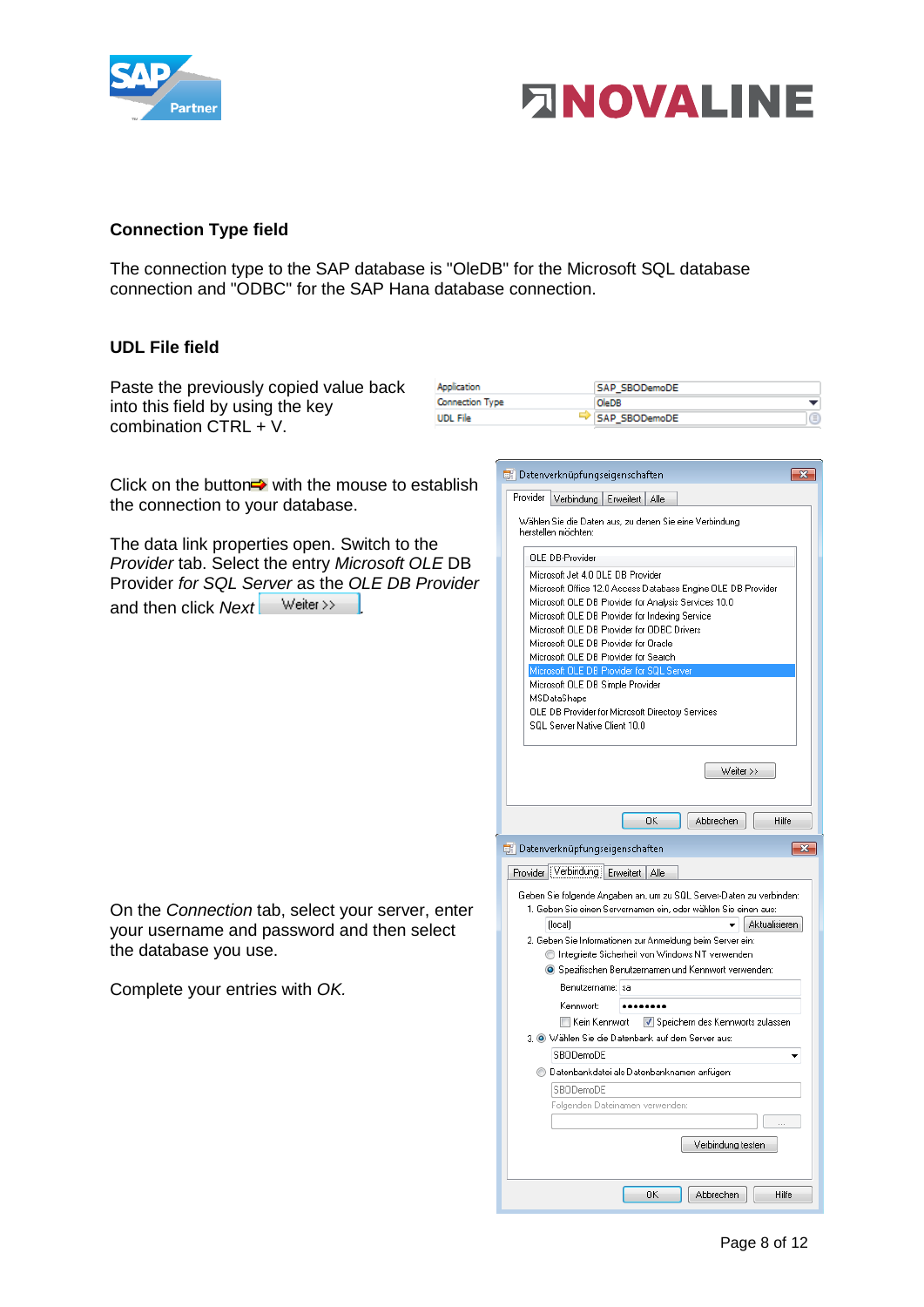### Connection Type field

The connection type to the SAP database is "OleDB" for the Microsoft SQL database connection and "ODBC" for the SAP Hana database connection.

### UDL File field

Paste the previously copied value back into this field by using the key combination CTRL + V.

Click on the button with the mouse to establish the connection to your database.

The data link properties open. Switch to the *Provider* tab. Select the entry *Microsoft OLE* DB Provider *for SQL Server* as the *OLE DB Provider* and then click *Next* Weiter >>.

On the *Connection* tab, select your server, enter your username and password and then select the database you use.

Complete your entries with *OK.*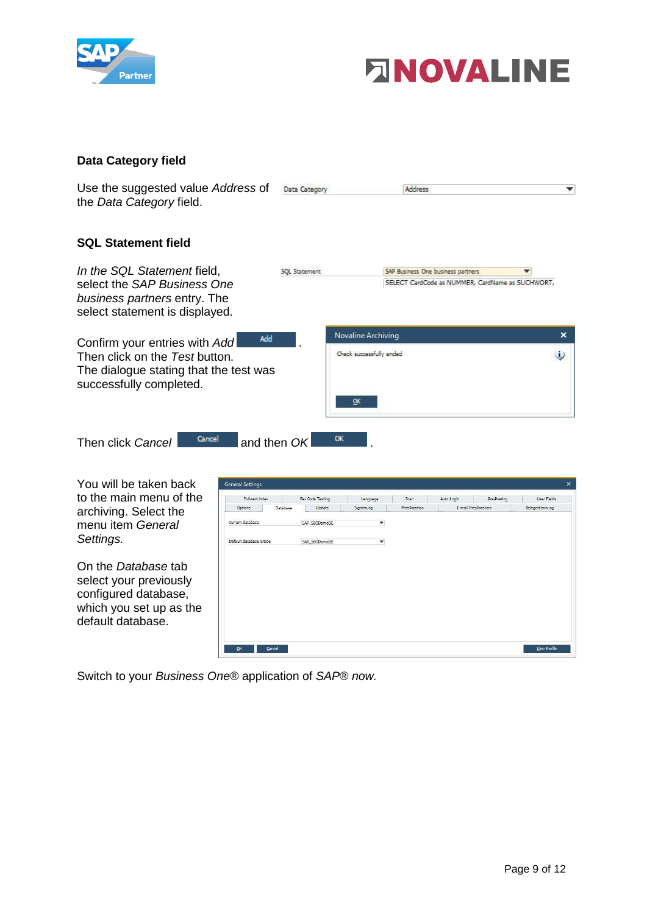**Data Category field**

Use the suggested value *Address* of the *Data Category* field.

**SQL Statement field**

*In the SQL Statement* field, select the *SAP Business One business partners* entry. The select statement is displayed.

Confirm your entries with *Add* .
Then click on the *Test* button.
The dialogue stating that the test was successfully completed.

Then click *Cancel* and then *OK* .

You will be taken back to the main menu of the archiving. Select the menu item *General Settings.*

On the *Database* tab select your previously configured database, which you set up as the default database.

Switch to your *Business One*® application of *SAP*® *now.*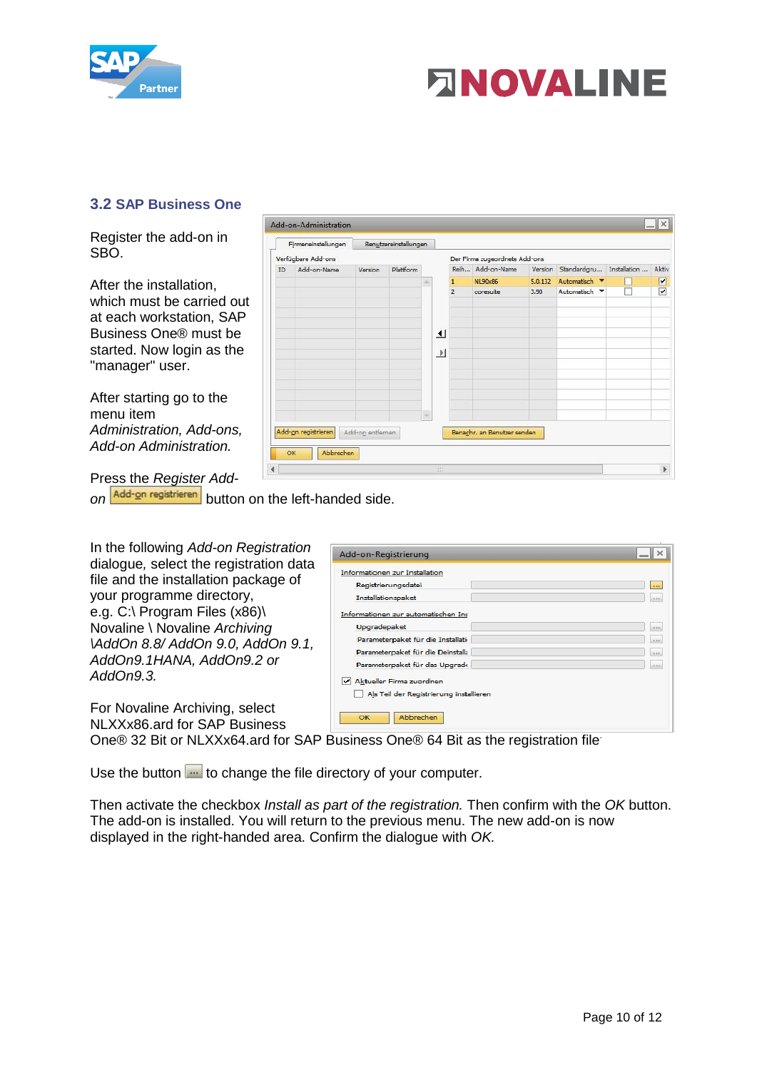### 3.2 SAP Business One

Register the add-on in SBO.

After the installation, which must be carried out at each workstation, SAP Business One® must be started. Now login as the "manager" user.

After starting go to the menu item *Administration, Add-ons, Add-on Administration.*

Press the *Register Add-on* Add-on registrieren button on the left-handed side.

In the following *Add-on Registration* dialogue, select the registration data file and the installation package of your programme directory, e.g. C:\ Program Files (x86)\ Novaline \ Novaline *Archiving \AddOn 8.8/ AddOn 9.0, AddOn 9.1, AddOn9.1HANA, AddOn9.2 or AddOn9.3.*

For Novaline Archiving, select NLXXx86.ard for SAP Business One® 32 Bit or NLXXx64.ard for SAP Business One® 64 Bit as the registration file.

Use the button ... to change the file directory of your computer.

Then activate the checkbox *Install as part of the registration.* Then confirm with the *OK* button. The add-on is installed. You will return to the previous menu. The new add-on is now displayed in the right-handed area. Confirm the dialogue with *OK.*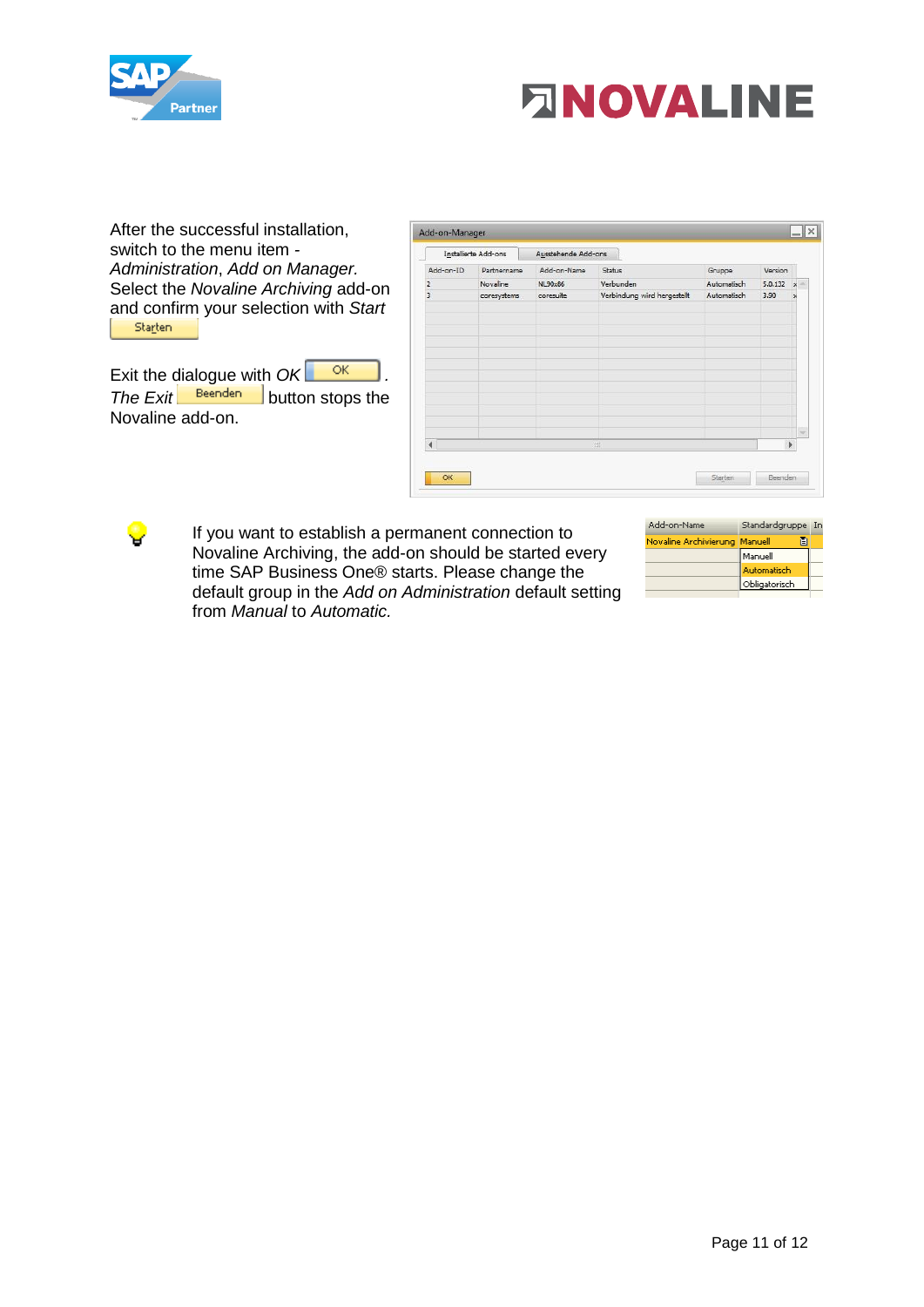After the successful installation, switch to the menu item - *Administration*, *Add on Manager.* Select the *Novaline Archiving* add-on and confirm your selection with *Start* Starten

Exit the dialogue with *OK* OK .
*The Exit* Beenden button stops the Novaline add-on.

| Add-on-ID | Partnername | Add-on-Name | Status | Gruppe | Version |
|---|---|---|---|---|---|
| 2 | Novaline | NL90x86 | Verbunden | Automatisch | 5.0.132 |
| 3 | coresystems | coresuite | Verbindung wird hergestellt | Automatisch | 3.00 |

If you want to establish a permanent connection to Novaline Archiving, the add-on should be started every time SAP Business One® starts. Please change the default group in the *Add on Administration* default setting from *Manual* to *Automatic.*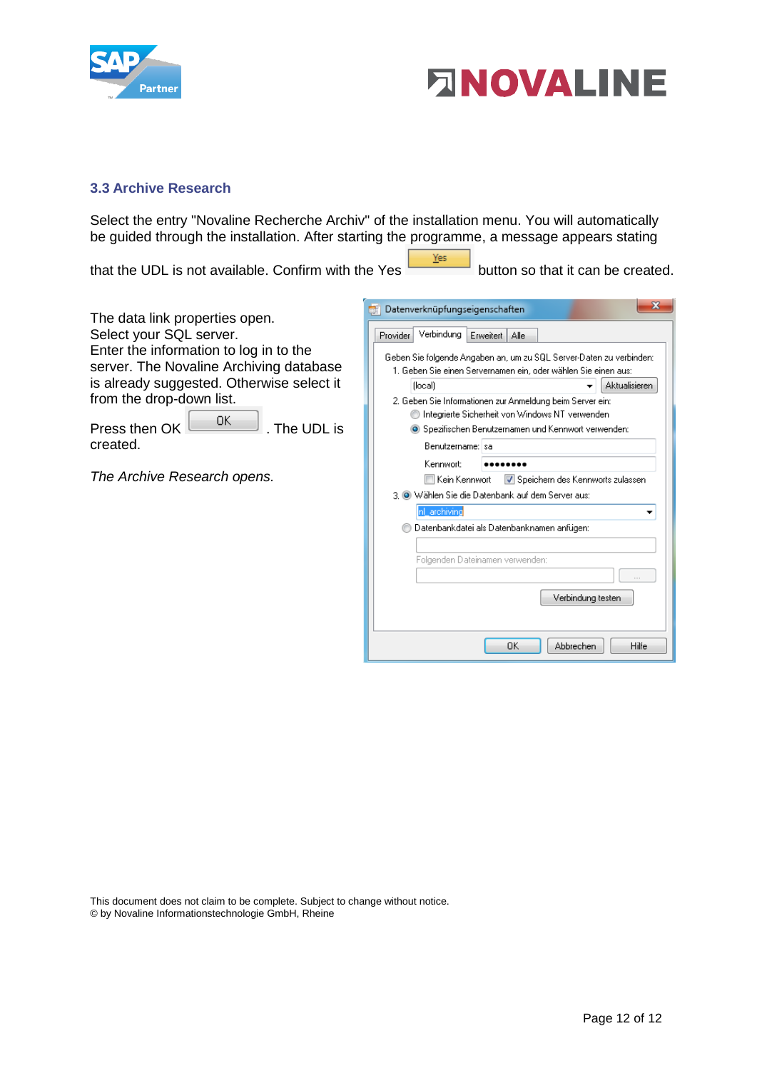### 3.3 Archive Research

Select the entry "Novaline Recherche Archiv" of the installation menu. You will automatically be guided through the installation. After starting the programme, a message appears stating that the UDL is not available. Confirm with the Yes button so that it can be created.

The data link properties open.
Select your SQL server.
Enter the information to log in to the server. The Novaline Archiving database is already suggested. Otherwise select it from the drop-down list.

Press then OK . The UDL is created.

*The Archive Research opens.*

This document does not claim to be complete. Subject to change without notice.
© by Novaline Informationstechnologie GmbH, Rheine